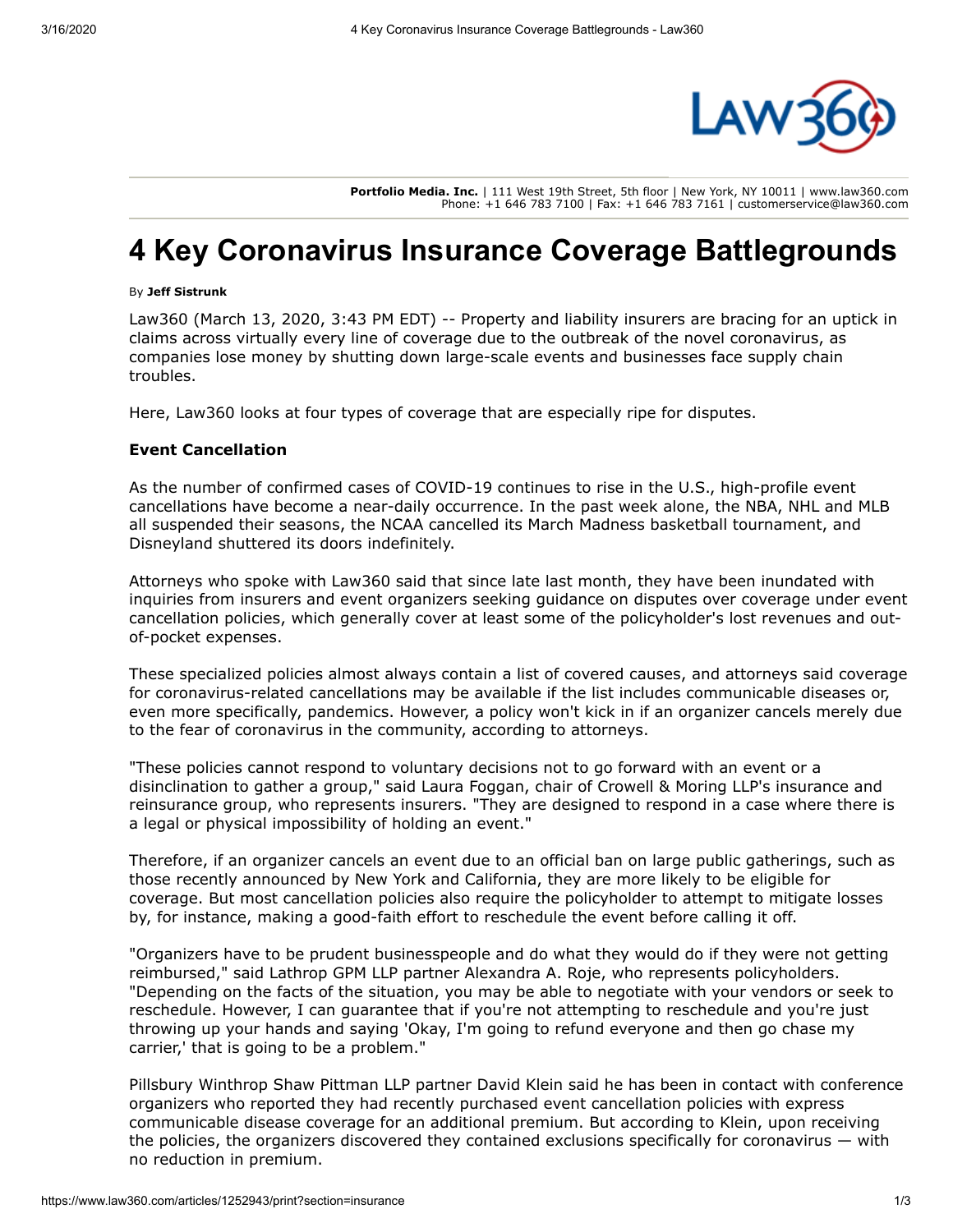Portfolio Media. Inc. | 111 West 19th Street, 5th floor | New York, NY 10011 | www.law360.com
Phone: +1 646 783 7100 | Fax: +1 646 783 7161 | customerservice@law360.com

# 4 Key Coronavirus Insurance Coverage Battlegrounds

By **Jeff Sistrunk**

Law360 (March 13, 2020, 3:43 PM EDT) -- Property and liability insurers are bracing for an uptick in claims across virtually every line of coverage due to the outbreak of the novel coronavirus, as companies lose money by shutting down large-scale events and businesses face supply chain troubles.

Here, Law360 looks at four types of coverage that are especially ripe for disputes.

**Event Cancellation**

As the number of confirmed cases of COVID-19 continues to rise in the U.S., high-profile event cancellations have become a near-daily occurrence. In the past week alone, the NBA, NHL and MLB all suspended their seasons, the NCAA cancelled its March Madness basketball tournament, and Disneyland shuttered its doors indefinitely.

Attorneys who spoke with Law360 said that since late last month, they have been inundated with inquiries from insurers and event organizers seeking guidance on disputes over coverage under event cancellation policies, which generally cover at least some of the policyholder's lost revenues and out-of-pocket expenses.

These specialized policies almost always contain a list of covered causes, and attorneys said coverage for coronavirus-related cancellations may be available if the list includes communicable diseases or, even more specifically, pandemics. However, a policy won't kick in if an organizer cancels merely due to the fear of coronavirus in the community, according to attorneys.

"These policies cannot respond to voluntary decisions not to go forward with an event or a disinclination to gather a group," said Laura Foggan, chair of Crowell & Moring LLP's insurance and reinsurance group, who represents insurers. "They are designed to respond in a case where there is a legal or physical impossibility of holding an event."

Therefore, if an organizer cancels an event due to an official ban on large public gatherings, such as those recently announced by New York and California, they are more likely to be eligible for coverage. But most cancellation policies also require the policyholder to attempt to mitigate losses by, for instance, making a good-faith effort to reschedule the event before calling it off.

"Organizers have to be prudent businesspeople and do what they would do if they were not getting reimbursed," said Lathrop GPM LLP partner Alexandra A. Roje, who represents policyholders. "Depending on the facts of the situation, you may be able to negotiate with your vendors or seek to reschedule. However, I can guarantee that if you're not attempting to reschedule and you're just throwing up your hands and saying 'Okay, I'm going to refund everyone and then go chase my carrier,' that is going to be a problem."

Pillsbury Winthrop Shaw Pittman LLP partner David Klein said he has been in contact with conference organizers who reported they had recently purchased event cancellation policies with express communicable disease coverage for an additional premium. But according to Klein, upon receiving the policies, the organizers discovered they contained exclusions specifically for coronavirus — with no reduction in premium.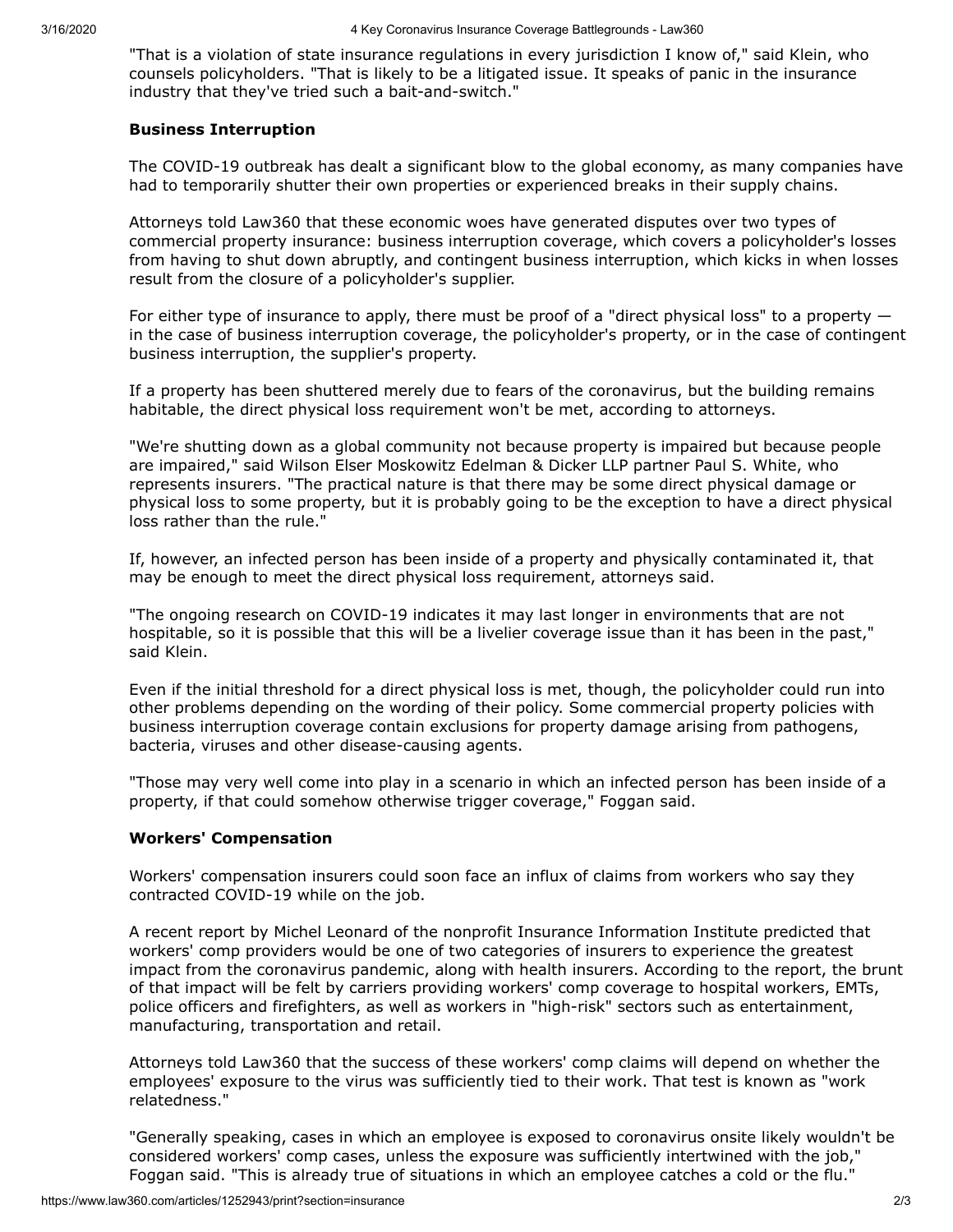"That is a violation of state insurance regulations in every jurisdiction I know of," said Klein, who counsels policyholders. "That is likely to be a litigated issue. It speaks of panic in the insurance industry that they've tried such a bait-and-switch."

**Business Interruption**

The COVID-19 outbreak has dealt a significant blow to the global economy, as many companies have had to temporarily shutter their own properties or experienced breaks in their supply chains.

Attorneys told Law360 that these economic woes have generated disputes over two types of commercial property insurance: business interruption coverage, which covers a policyholder's losses from having to shut down abruptly, and contingent business interruption, which kicks in when losses result from the closure of a policyholder's supplier.

For either type of insurance to apply, there must be proof of a "direct physical loss" to a property — in the case of business interruption coverage, the policyholder's property, or in the case of contingent business interruption, the supplier's property.

If a property has been shuttered merely due to fears of the coronavirus, but the building remains habitable, the direct physical loss requirement won't be met, according to attorneys.

"We're shutting down as a global community not because property is impaired but because people are impaired," said Wilson Elser Moskowitz Edelman & Dicker LLP partner Paul S. White, who represents insurers. "The practical nature is that there may be some direct physical damage or physical loss to some property, but it is probably going to be the exception to have a direct physical loss rather than the rule."

If, however, an infected person has been inside of a property and physically contaminated it, that may be enough to meet the direct physical loss requirement, attorneys said.

"The ongoing research on COVID-19 indicates it may last longer in environments that are not hospitable, so it is possible that this will be a livelier coverage issue than it has been in the past," said Klein.

Even if the initial threshold for a direct physical loss is met, though, the policyholder could run into other problems depending on the wording of their policy. Some commercial property policies with business interruption coverage contain exclusions for property damage arising from pathogens, bacteria, viruses and other disease-causing agents.

"Those may very well come into play in a scenario in which an infected person has been inside of a property, if that could somehow otherwise trigger coverage," Foggan said.

**Workers' Compensation**

Workers' compensation insurers could soon face an influx of claims from workers who say they contracted COVID-19 while on the job.

A recent report by Michel Leonard of the nonprofit Insurance Information Institute predicted that workers' comp providers would be one of two categories of insurers to experience the greatest impact from the coronavirus pandemic, along with health insurers. According to the report, the brunt of that impact will be felt by carriers providing workers' comp coverage to hospital workers, EMTs, police officers and firefighters, as well as workers in "high-risk" sectors such as entertainment, manufacturing, transportation and retail.

Attorneys told Law360 that the success of these workers' comp claims will depend on whether the employees' exposure to the virus was sufficiently tied to their work. That test is known as "work relatedness."

"Generally speaking, cases in which an employee is exposed to coronavirus onsite likely wouldn't be considered workers' comp cases, unless the exposure was sufficiently intertwined with the job," Foggan said. "This is already true of situations in which an employee catches a cold or the flu."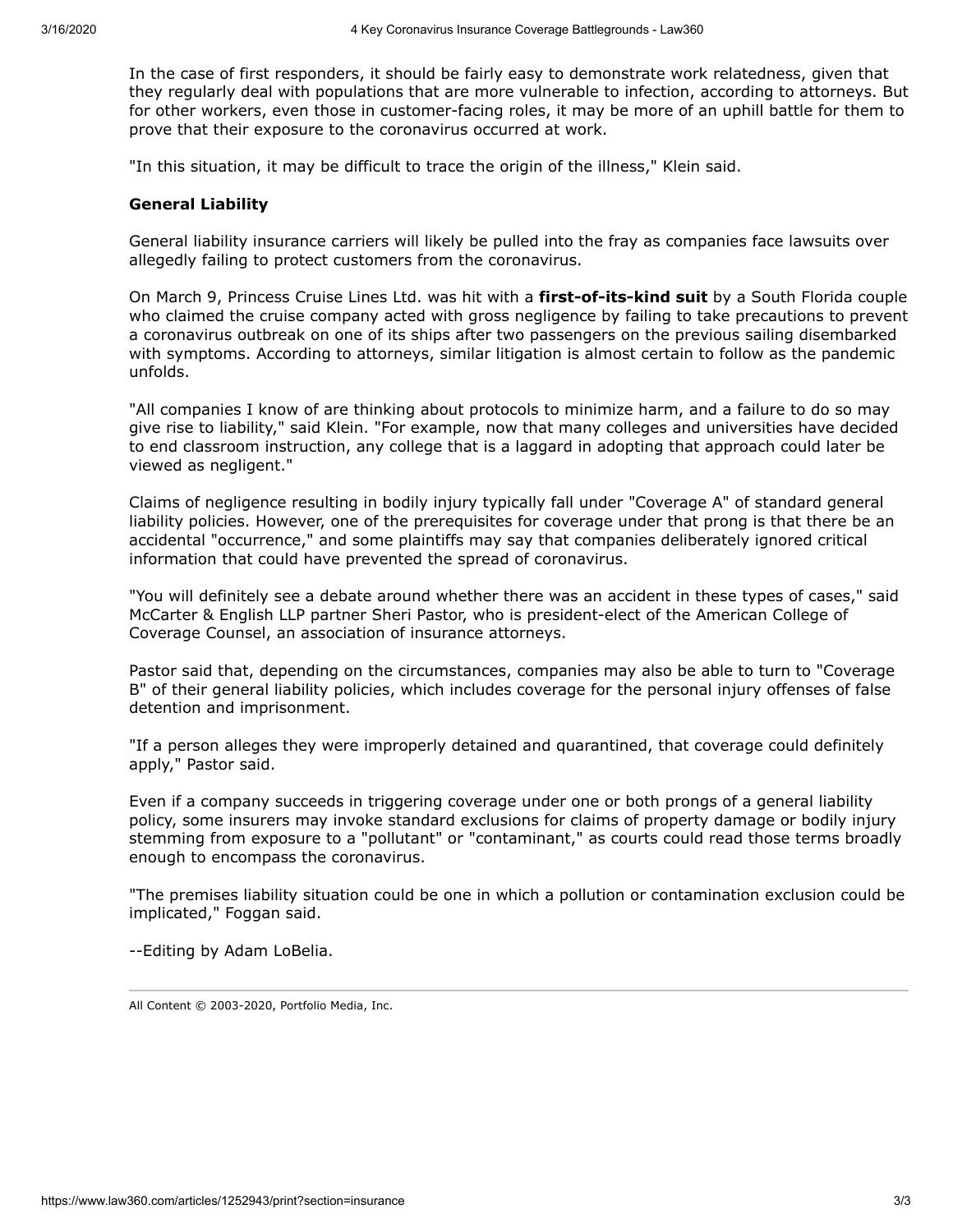In the case of first responders, it should be fairly easy to demonstrate work relatedness, given that they regularly deal with populations that are more vulnerable to infection, according to attorneys. But for other workers, even those in customer-facing roles, it may be more of an uphill battle for them to prove that their exposure to the coronavirus occurred at work.

"In this situation, it may be difficult to trace the origin of the illness," Klein said.

**General Liability**

General liability insurance carriers will likely be pulled into the fray as companies face lawsuits over allegedly failing to protect customers from the coronavirus.

On March 9, Princess Cruise Lines Ltd. was hit with a **first-of-its-kind suit** by a South Florida couple who claimed the cruise company acted with gross negligence by failing to take precautions to prevent a coronavirus outbreak on one of its ships after two passengers on the previous sailing disembarked with symptoms. According to attorneys, similar litigation is almost certain to follow as the pandemic unfolds.

"All companies I know of are thinking about protocols to minimize harm, and a failure to do so may give rise to liability," said Klein. "For example, now that many colleges and universities have decided to end classroom instruction, any college that is a laggard in adopting that approach could later be viewed as negligent."

Claims of negligence resulting in bodily injury typically fall under "Coverage A" of standard general liability policies. However, one of the prerequisites for coverage under that prong is that there be an accidental "occurrence," and some plaintiffs may say that companies deliberately ignored critical information that could have prevented the spread of coronavirus.

"You will definitely see a debate around whether there was an accident in these types of cases," said McCarter & English LLP partner Sheri Pastor, who is president-elect of the American College of Coverage Counsel, an association of insurance attorneys.

Pastor said that, depending on the circumstances, companies may also be able to turn to "Coverage B" of their general liability policies, which includes coverage for the personal injury offenses of false detention and imprisonment.

"If a person alleges they were improperly detained and quarantined, that coverage could definitely apply," Pastor said.

Even if a company succeeds in triggering coverage under one or both prongs of a general liability policy, some insurers may invoke standard exclusions for claims of property damage or bodily injury stemming from exposure to a "pollutant" or "contaminant," as courts could read those terms broadly enough to encompass the coronavirus.

"The premises liability situation could be one in which a pollution or contamination exclusion could be implicated," Foggan said.

--Editing by Adam LoBelia.

All Content © 2003-2020, Portfolio Media, Inc.